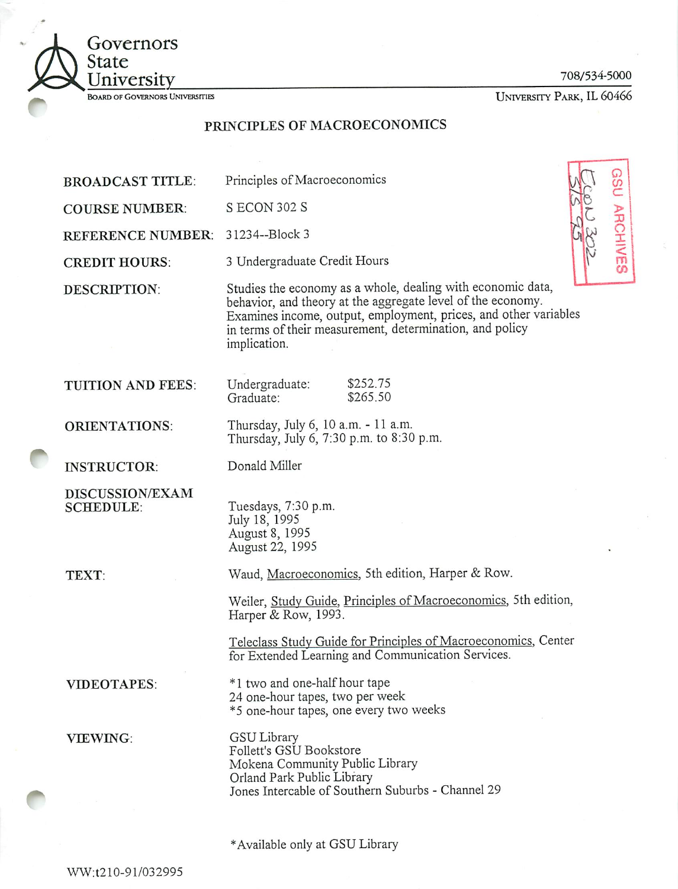Governors State University
BOARD OF GOVERNORS UNIVERSITIES

708/534-5000
UNIVERSITY PARK, IL 60466

# PRINCIPLES OF MACROECONOMICS

GSU ARCHIVES
Econ 302
5/S 95

**BROADCAST TITLE:** Principles of Macroeconomics

**COURSE NUMBER:** S ECON 302 S

**REFERENCE NUMBER:** 31234--Block 3

**CREDIT HOURS:** 3 Undergraduate Credit Hours

**DESCRIPTION:** Studies the economy as a whole, dealing with economic data, behavior, and theory at the aggregate level of the economy. Examines income, output, employment, prices, and other variables in terms of their measurement, determination, and policy implication.

**TUITION AND FEES:**
Undergraduate: $252.75
Graduate: $265.50

**ORIENTATIONS:**
Thursday, July 6, 10 a.m. - 11 a.m.
Thursday, July 6, 7:30 p.m. to 8:30 p.m.

**INSTRUCTOR:** Donald Miller

**DISCUSSION/EXAM SCHEDULE:**
Tuesdays, 7:30 p.m.
July 18, 1995
August 8, 1995
August 22, 1995

**TEXT:**
Waud, Macroeconomics, 5th edition, Harper & Row.

Weiler, Study Guide, Principles of Macroeconomics, 5th edition, Harper & Row, 1993.

Teleclass Study Guide for Principles of Macroeconomics, Center for Extended Learning and Communication Services.

**VIDEOTAPES:**
*1 two and one-half hour tape
24 one-hour tapes, two per week
*5 one-hour tapes, one every two weeks

**VIEWING:**
GSU Library
Follett's GSU Bookstore
Mokena Community Public Library
Orland Park Public Library
Jones Intercable of Southern Suburbs - Channel 29

*Available only at GSU Library

WW:t210-91/032995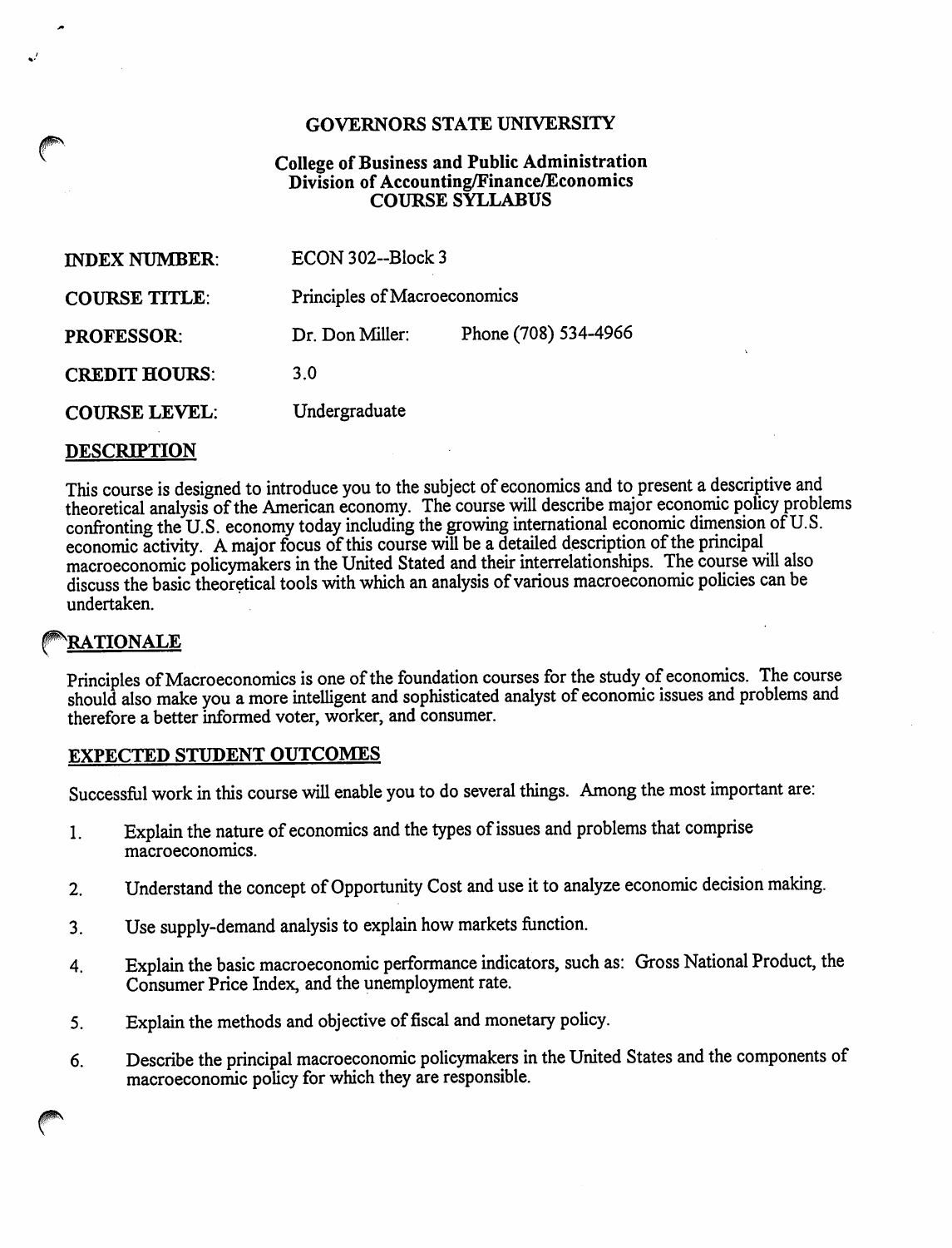# GOVERNORS STATE UNIVERSITY

## College of Business and Public Administration
## Division of Accounting/Finance/Economics
## COURSE SYLLABUS

| | | |
|---|---|---|
| **INDEX NUMBER:** | ECON 302--Block 3 | |
| **COURSE TITLE:** | Principles of Macroeconomics | |
| **PROFESSOR:** | Dr. Don Miller: | Phone (708) 534-4966 |
| **CREDIT HOURS:** | 3.0 | |
| **COURSE LEVEL:** | Undergraduate | |

## DESCRIPTION

This course is designed to introduce you to the subject of economics and to present a descriptive and theoretical analysis of the American economy. The course will describe major economic policy problems confronting the U.S. economy today including the growing international economic dimension of U.S. economic activity. A major focus of this course will be a detailed description of the principal macroeconomic policymakers in the United Stated and their interrelationships. The course will also discuss the basic theoretical tools with which an analysis of various macroeconomic policies can be undertaken.

## RATIONALE

Principles of Macroeconomics is one of the foundation courses for the study of economics. The course should also make you a more intelligent and sophisticated analyst of economic issues and problems and therefore a better informed voter, worker, and consumer.

## EXPECTED STUDENT OUTCOMES

Successful work in this course will enable you to do several things. Among the most important are:

1. Explain the nature of economics and the types of issues and problems that comprise macroeconomics.
2. Understand the concept of Opportunity Cost and use it to analyze economic decision making.
3. Use supply-demand analysis to explain how markets function.
4. Explain the basic macroeconomic performance indicators, such as: Gross National Product, the Consumer Price Index, and the unemployment rate.
5. Explain the methods and objective of fiscal and monetary policy.
6. Describe the principal macroeconomic policymakers in the United States and the components of macroeconomic policy for which they are responsible.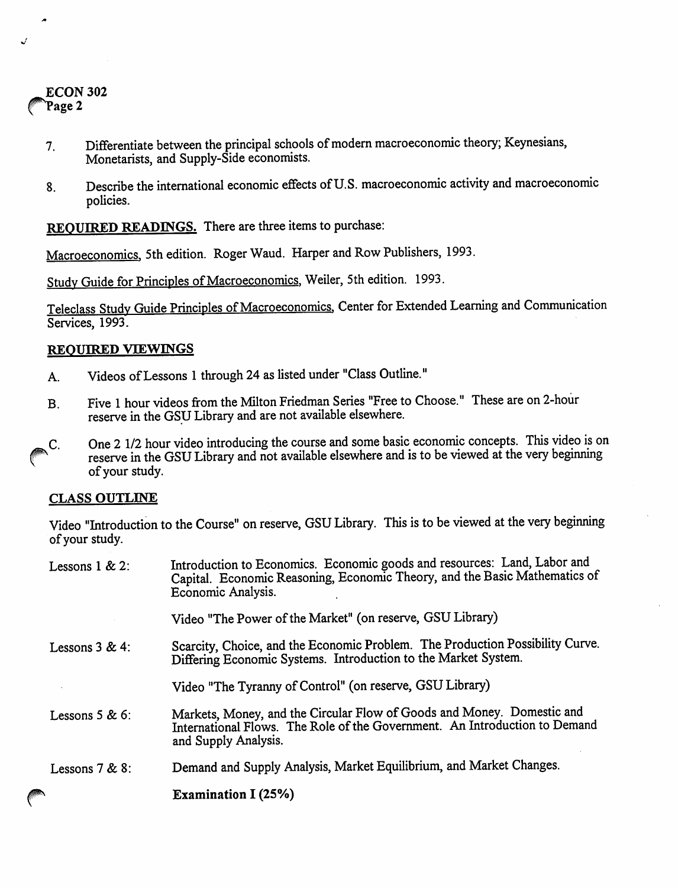7. Differentiate between the principal schools of modern macroeconomic theory; Keynesians, Monetarists, and Supply-Side economists.

8. Describe the international economic effects of U.S. macroeconomic activity and macroeconomic policies.

**REQUIRED READINGS.** There are three items to purchase:

Macroeconomics, 5th edition. Roger Waud. Harper and Row Publishers, 1993.

Study Guide for Principles of Macroeconomics, Weiler, 5th edition. 1993.

Teleclass Study Guide Principles of Macroeconomics, Center for Extended Learning and Communication Services, 1993.

**REQUIRED VIEWINGS**

A. Videos of Lessons 1 through 24 as listed under "Class Outline."

B. Five 1 hour videos from the Milton Friedman Series "Free to Choose." These are on 2-hour reserve in the GSU Library and are not available elsewhere.

C. One 2 1/2 hour video introducing the course and some basic economic concepts. This video is on reserve in the GSU Library and not available elsewhere and is to be viewed at the very beginning of your study.

**CLASS OUTLINE**

Video "Introduction to the Course" on reserve, GSU Library. This is to be viewed at the very beginning of your study.

Lessons 1 & 2: Introduction to Economics. Economic goods and resources: Land, Labor and Capital. Economic Reasoning, Economic Theory, and the Basic Mathematics of Economic Analysis.

Video "The Power of the Market" (on reserve, GSU Library)

Lessons 3 & 4: Scarcity, Choice, and the Economic Problem. The Production Possibility Curve. Differing Economic Systems. Introduction to the Market System.

Video "The Tyranny of Control" (on reserve, GSU Library)

Lessons 5 & 6: Markets, Money, and the Circular Flow of Goods and Money. Domestic and International Flows. The Role of the Government. An Introduction to Demand and Supply Analysis.

Lessons 7 & 8: Demand and Supply Analysis, Market Equilibrium, and Market Changes.

**Examination I (25%)**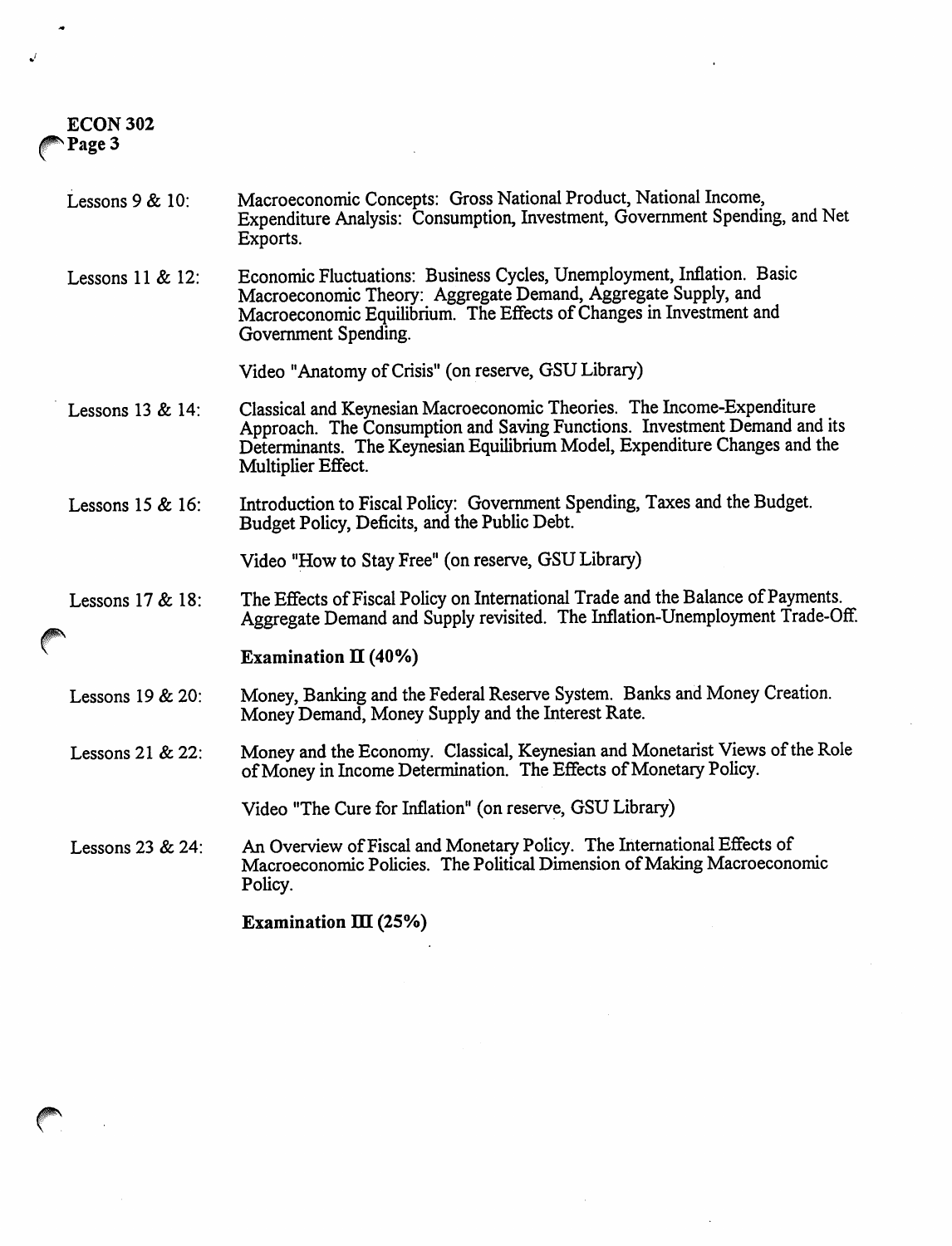| | |
|---|---|
| Lessons 9 & 10: | Macroeconomic Concepts: Gross National Product, National Income, Expenditure Analysis: Consumption, Investment, Government Spending, and Net Exports. |
| Lessons 11 & 12: | Economic Fluctuations: Business Cycles, Unemployment, Inflation. Basic Macroeconomic Theory: Aggregate Demand, Aggregate Supply, and Macroeconomic Equilibrium. The Effects of Changes in Investment and Government Spending. |
| | Video "Anatomy of Crisis" (on reserve, GSU Library) |
| Lessons 13 & 14: | Classical and Keynesian Macroeconomic Theories. The Income-Expenditure Approach. The Consumption and Saving Functions. Investment Demand and its Determinants. The Keynesian Equilibrium Model, Expenditure Changes and the Multiplier Effect. |
| Lessons 15 & 16: | Introduction to Fiscal Policy: Government Spending, Taxes and the Budget. Budget Policy, Deficits, and the Public Debt. |
| | Video "How to Stay Free" (on reserve, GSU Library) |
| Lessons 17 & 18: | The Effects of Fiscal Policy on International Trade and the Balance of Payments. Aggregate Demand and Supply revisited. The Inflation-Unemployment Trade-Off. |
| | **Examination II (40%)** |
| Lessons 19 & 20: | Money, Banking and the Federal Reserve System. Banks and Money Creation. Money Demand, Money Supply and the Interest Rate. |
| Lessons 21 & 22: | Money and the Economy. Classical, Keynesian and Monetarist Views of the Role of Money in Income Determination. The Effects of Monetary Policy. |
| | Video "The Cure for Inflation" (on reserve, GSU Library) |
| Lessons 23 & 24: | An Overview of Fiscal and Monetary Policy. The International Effects of Macroeconomic Policies. The Political Dimension of Making Macroeconomic Policy. |
| | **Examination III (25%)** |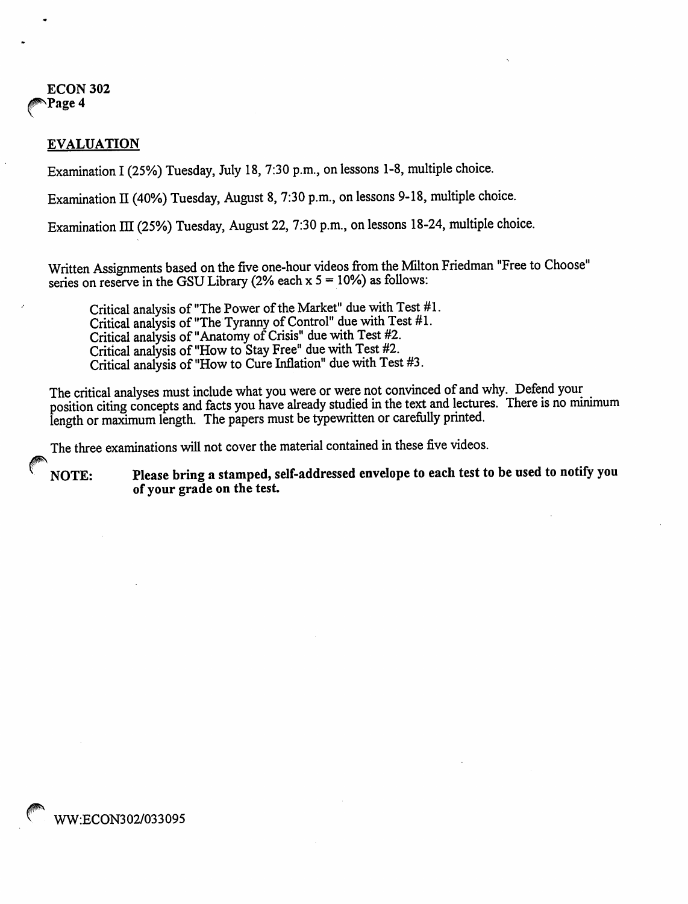## EVALUATION

Examination I (25%) Tuesday, July 18, 7:30 p.m., on lessons 1-8, multiple choice.

Examination II (40%) Tuesday, August 8, 7:30 p.m., on lessons 9-18, multiple choice.

Examination III (25%) Tuesday, August 22, 7:30 p.m., on lessons 18-24, multiple choice.

Written Assignments based on the five one-hour videos from the Milton Friedman "Free to Choose" series on reserve in the GSU Library (2% each x 5 = 10%) as follows:

Critical analysis of "The Power of the Market" due with Test #1.
Critical analysis of "The Tyranny of Control" due with Test #1.
Critical analysis of "Anatomy of Crisis" due with Test #2.
Critical analysis of "How to Stay Free" due with Test #2.
Critical analysis of "How to Cure Inflation" due with Test #3.

The critical analyses must include what you were or were not convinced of and why. Defend your position citing concepts and facts you have already studied in the text and lectures. There is no minimum length or maximum length. The papers must be typewritten or carefully printed.

The three examinations will not cover the material contained in these five videos.

**NOTE:** **Please bring a stamped, self-addressed envelope to each test to be used to notify you of your grade on the test.**

WW:ECON302/033095